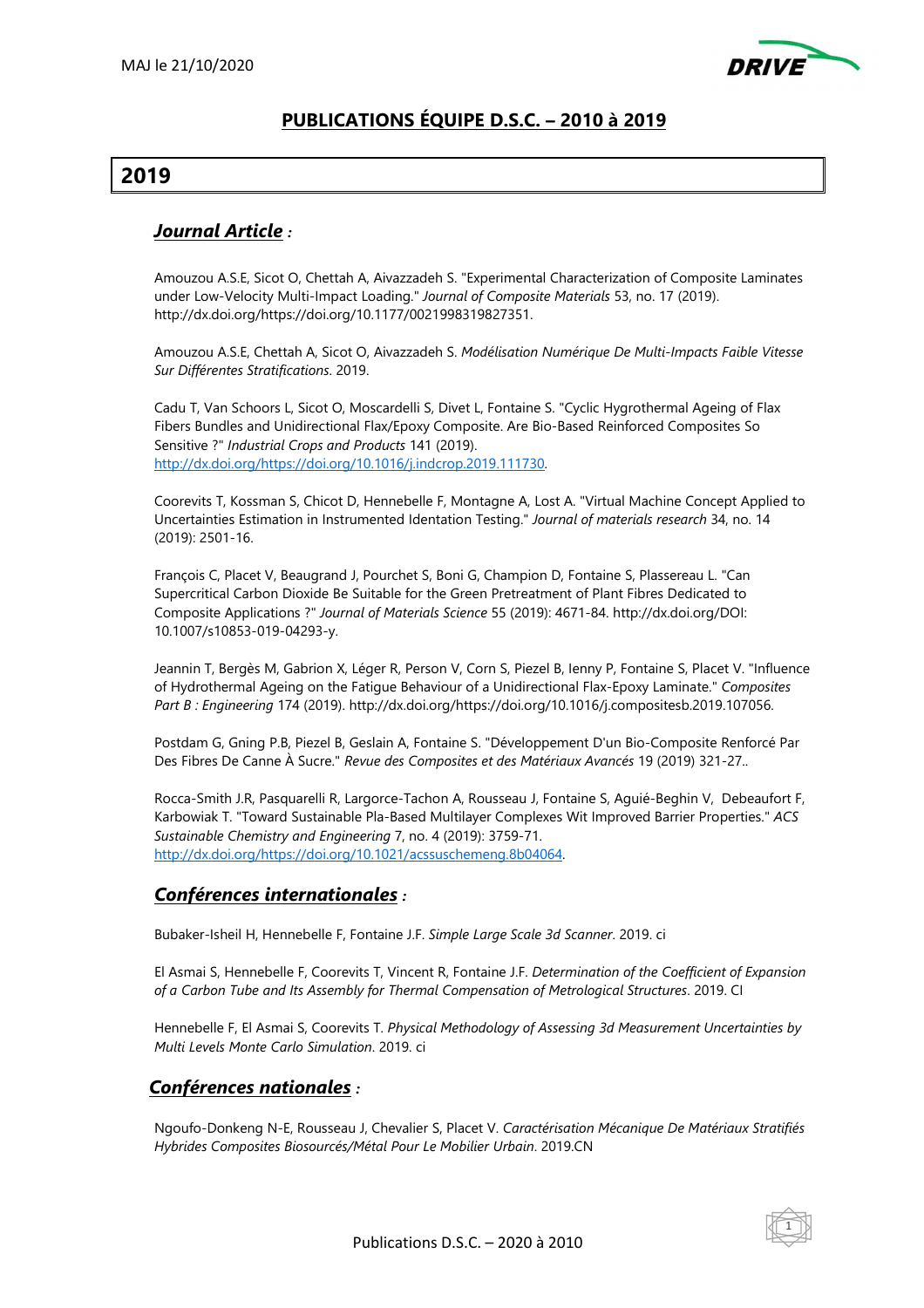# PUBLICATIONS ÉQUIPE D.S.C. – 2010 à 2019

MAJ le 21/10/2020

## 2019

### *Journal Article* :

Amouzou A.S.E, Sicot O, Chettah A, Aivazzadeh S. "Experimental Characterization of Composite Laminates under Low-Velocity Multi-Impact Loading." *Journal of Composite Materials* 53, no. 17 (2019). http://dx.doi.org/https://doi.org/10.1177/0021998319827351.

Amouzou A.S.E, Chettah A, Sicot O, Aivazzadeh S. *Modélisation Numérique De Multi-Impacts Faible Vitesse Sur Différentes Stratifications*. 2019.

Cadu T, Van Schoors L, Sicot O, Moscardelli S, Divet L, Fontaine S. "Cyclic Hygrothermal Ageing of Flax Fibers Bundles and Unidirectional Flax/Epoxy Composite. Are Bio-Based Reinforced Composites So Sensitive ?" *Industrial Crops and Products* 141 (2019). http://dx.doi.org/https://doi.org/10.1016/j.indcrop.2019.111730.

Coorevits T, Kossman S, Chicot D, Hennebelle F, Montagne A, Lost A. "Virtual Machine Concept Applied to Uncertainties Estimation in Instrumented Identation Testing." *Journal of materials research* 34, no. 14 (2019): 2501-16.

François C, Placet V, Beaugrand J, Pourchet S, Boni G, Champion D, Fontaine S, Plassereau L. "Can Supercritical Carbon Dioxide Be Suitable for the Green Pretreatment of Plant Fibres Dedicated to Composite Applications ?" *Journal of Materials Science* 55 (2019): 4671-84. http://dx.doi.org/DOI: 10.1007/s10853-019-04293-y.

Jeannin T, Bergès M, Gabrion X, Léger R, Person V, Corn S, Piezel B, Ienny P, Fontaine S, Placet V. "Influence of Hydrothermal Ageing on the Fatigue Behaviour of a Unidirectional Flax-Epoxy Laminate." *Composites Part B : Engineering* 174 (2019). http://dx.doi.org/https://doi.org/10.1016/j.compositesb.2019.107056.

Postdam G, Gning P.B, Piezel B, Geslain A, Fontaine S. "Développement D'un Bio-Composite Renforcé Par Des Fibres De Canne À Sucre." *Revue des Composites et des Matériaux Avancés* 19 (2019) 321-27..

Rocca-Smith J.R, Pasquarelli R, Largorce-Tachon A, Rousseau J, Fontaine S, Aguié-Beghin V, Debeaufort F, Karbowiak T. "Toward Sustainable Pla-Based Multilayer Complexes Wit Improved Barrier Properties." *ACS Sustainable Chemistry and Engineering* 7, no. 4 (2019): 3759-71. http://dx.doi.org/https://doi.org/10.1021/acssuschemeng.8b04064.

### *Conférences internationales* :

Bubaker-Isheil H, Hennebelle F, Fontaine J.F. *Simple Large Scale 3d Scanner*. 2019. ci

El Asmai S, Hennebelle F, Coorevits T, Vincent R, Fontaine J.F. *Determination of the Coefficient of Expansion of a Carbon Tube and Its Assembly for Thermal Compensation of Metrological Structures*. 2019. CI

Hennebelle F, El Asmai S, Coorevits T. *Physical Methodology of Assessing 3d Measurement Uncertainties by Multi Levels Monte Carlo Simulation*. 2019. ci

### *Conférences nationales* :

Ngoufo-Donkeng N-E, Rousseau J, Chevalier S, Placet V. *Caractérisation Mécanique De Matériaux Stratifiés Hybrides Composites Biosourcés/Métal Pour Le Mobilier Urbain*. 2019.CN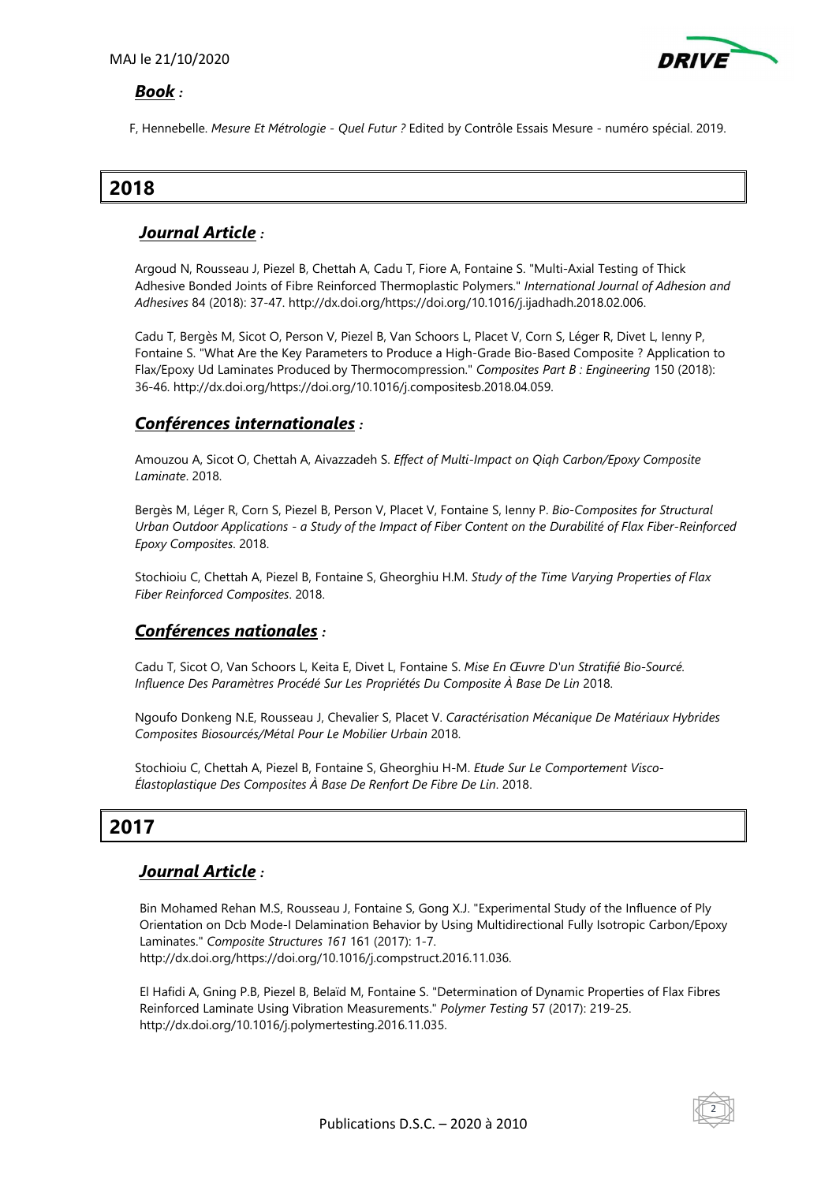### *Book :*

F, Hennebelle. *Mesure Et Métrologie - Quel Futur ?* Edited by Contrôle Essais Mesure - numéro spécial. 2019.

# 2018

### *Journal Article :*

Argoud N, Rousseau J, Piezel B, Chettah A, Cadu T, Fiore A, Fontaine S. "Multi-Axial Testing of Thick Adhesive Bonded Joints of Fibre Reinforced Thermoplastic Polymers." *International Journal of Adhesion and Adhesives* 84 (2018): 37-47. http://dx.doi.org/https://doi.org/10.1016/j.ijadhadh.2018.02.006.

Cadu T, Bergès M, Sicot O, Person V, Piezel B, Van Schoors L, Placet V, Corn S, Léger R, Divet L, Ienny P, Fontaine S. "What Are the Key Parameters to Produce a High-Grade Bio-Based Composite ? Application to Flax/Epoxy Ud Laminates Produced by Thermocompression." *Composites Part B : Engineering* 150 (2018): 36-46. http://dx.doi.org/https://doi.org/10.1016/j.compositesb.2018.04.059.

### *Conférences internationales :*

Amouzou A, Sicot O, Chettah A, Aivazzadeh S. *Effect of Multi-Impact on Qiqh Carbon/Epoxy Composite Laminate*. 2018.

Bergès M, Léger R, Corn S, Piezel B, Person V, Placet V, Fontaine S, Ienny P. *Bio-Composites for Structural Urban Outdoor Applications - a Study of the Impact of Fiber Content on the Durabilité of Flax Fiber-Reinforced Epoxy Composites*. 2018.

Stochioiu C, Chettah A, Piezel B, Fontaine S, Gheorghiu H.M. *Study of the Time Varying Properties of Flax Fiber Reinforced Composites*. 2018.

### *Conférences nationales :*

Cadu T, Sicot O, Van Schoors L, Keita E, Divet L, Fontaine S. *Mise En Œuvre D'un Stratifié Bio-Sourcé. Influence Des Paramètres Procédé Sur Les Propriétés Du Composite À Base De Lin* 2018.

Ngoufo Donkeng N.E, Rousseau J, Chevalier S, Placet V. *Caractérisation Mécanique De Matériaux Hybrides Composites Biosourcés/Métal Pour Le Mobilier Urbain* 2018.

Stochioiu C, Chettah A, Piezel B, Fontaine S, Gheorghiu H-M. *Etude Sur Le Comportement Visco-Élastoplastique Des Composites À Base De Renfort De Fibre De Lin*. 2018.

# 2017

### *Journal Article :*

Bin Mohamed Rehan M.S, Rousseau J, Fontaine S, Gong X.J. "Experimental Study of the Influence of Ply Orientation on Dcb Mode-I Delamination Behavior by Using Multidirectional Fully Isotropic Carbon/Epoxy Laminates." *Composite Structures 161* 161 (2017): 1-7. http://dx.doi.org/https://doi.org/10.1016/j.compstruct.2016.11.036.

El Hafidi A, Gning P.B, Piezel B, Belaïd M, Fontaine S. "Determination of Dynamic Properties of Flax Fibres Reinforced Laminate Using Vibration Measurements." *Polymer Testing* 57 (2017): 219-25. http://dx.doi.org/10.1016/j.polymertesting.2016.11.035.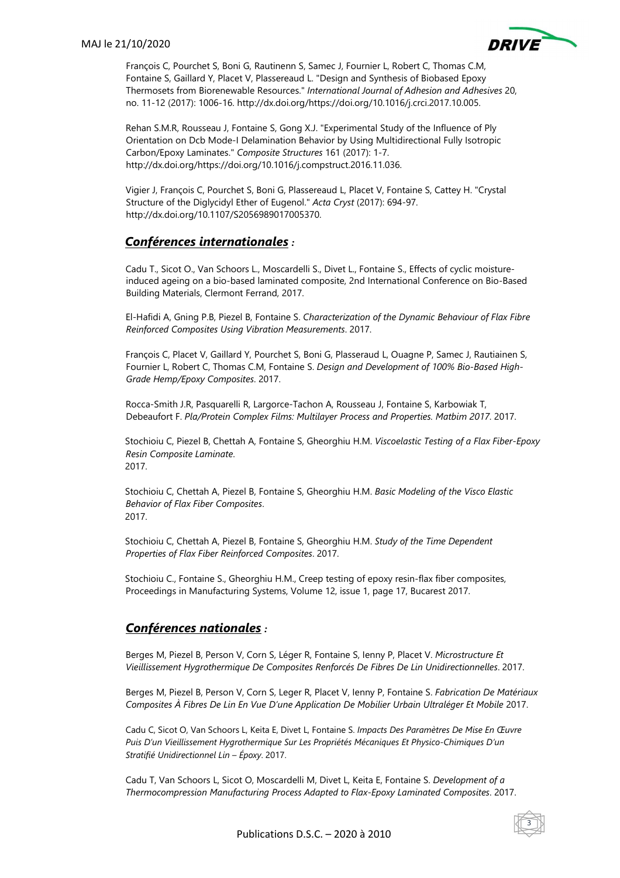François C, Pourchet S, Boni G, Rautinenn S, Samec J, Fournier L, Robert C, Thomas C.M, Fontaine S, Gaillard Y, Placet V, Plassereaud L. "Design and Synthesis of Biobased Epoxy Thermosets from Biorenewable Resources." *International Journal of Adhesion and Adhesives* 20, no. 11-12 (2017): 1006-16. http://dx.doi.org/https://doi.org/10.1016/j.crci.2017.10.005.

Rehan S.M.R, Rousseau J, Fontaine S, Gong X.J. "Experimental Study of the Influence of Ply Orientation on Dcb Mode-I Delamination Behavior by Using Multidirectional Fully Isotropic Carbon/Epoxy Laminates." *Composite Structures* 161 (2017): 1-7. http://dx.doi.org/https://doi.org/10.1016/j.compstruct.2016.11.036.

Vigier J, François C, Pourchet S, Boni G, Plassereaud L, Placet V, Fontaine S, Cattey H. "Crystal Structure of the Diglycidyl Ether of Eugenol." *Acta Cryst* (2017): 694-97. http://dx.doi.org/10.1107/S2056989017005370.

## ***Conférences internationales :***

Cadu T., Sicot O., Van Schoors L., Moscardelli S., Divet L., Fontaine S., Effects of cyclic moisture-induced ageing on a bio-based laminated composite, 2nd International Conference on Bio-Based Building Materials, Clermont Ferrand, 2017.

El-Hafidi A, Gning P.B, Piezel B, Fontaine S. *Characterization of the Dynamic Behaviour of Flax Fibre Reinforced Composites Using Vibration Measurements*. 2017.

François C, Placet V, Gaillard Y, Pourchet S, Boni G, Plasseraud L, Ouagne P, Samec J, Rautiainen S, Fournier L, Robert C, Thomas C.M, Fontaine S. *Design and Development of 100% Bio-Based High-Grade Hemp/Epoxy Composites*. 2017.

Rocca-Smith J.R, Pasquarelli R, Largorce-Tachon A, Rousseau J, Fontaine S, Karbowiak T, Debeaufort F. *Pla/Protein Complex Films: Multilayer Process and Properties. Matbim 2017*. 2017.

Stochioiu C, Piezel B, Chettah A, Fontaine S, Gheorghiu H.M. *Viscoelastic Testing of a Flax Fiber-Epoxy Resin Composite Laminate*. 2017.

Stochioiu C, Chettah A, Piezel B, Fontaine S, Gheorghiu H.M. *Basic Modeling of the Visco Elastic Behavior of Flax Fiber Composites*. 2017.

Stochioiu C, Chettah A, Piezel B, Fontaine S, Gheorghiu H.M. *Study of the Time Dependent Properties of Flax Fiber Reinforced Composites*. 2017.

Stochioiu C., Fontaine S., Gheorghiu H.M., Creep testing of epoxy resin-flax fiber composites, Proceedings in Manufacturing Systems, Volume 12, issue 1, page 17, Bucarest 2017.

## ***Conférences nationales :***

Berges M, Piezel B, Person V, Corn S, Léger R, Fontaine S, Ienny P, Placet V. *Microstructure Et Vieillissement Hygrothermique De Composites Renforcés De Fibres De Lin Unidirectionnelles*. 2017.

Berges M, Piezel B, Person V, Corn S, Leger R, Placet V, Ienny P, Fontaine S. *Fabrication De Matériaux Composites À Fibres De Lin En Vue D'une Application De Mobilier Urbain Ultraléger Et Mobile* 2017.

Cadu C, Sicot O, Van Schoors L, Keita E, Divet L, Fontaine S. *Impacts Des Paramètres De Mise En Œuvre Puis D'un Vieillissement Hygrothermique Sur Les Propriétés Mécaniques Et Physico-Chimiques D'un Stratifié Unidirectionnel Lin – Époxy*. 2017.

Cadu T, Van Schoors L, Sicot O, Moscardelli M, Divet L, Keita E, Fontaine S. *Development of a Thermocompression Manufacturing Process Adapted to Flax-Epoxy Laminated Composites*. 2017.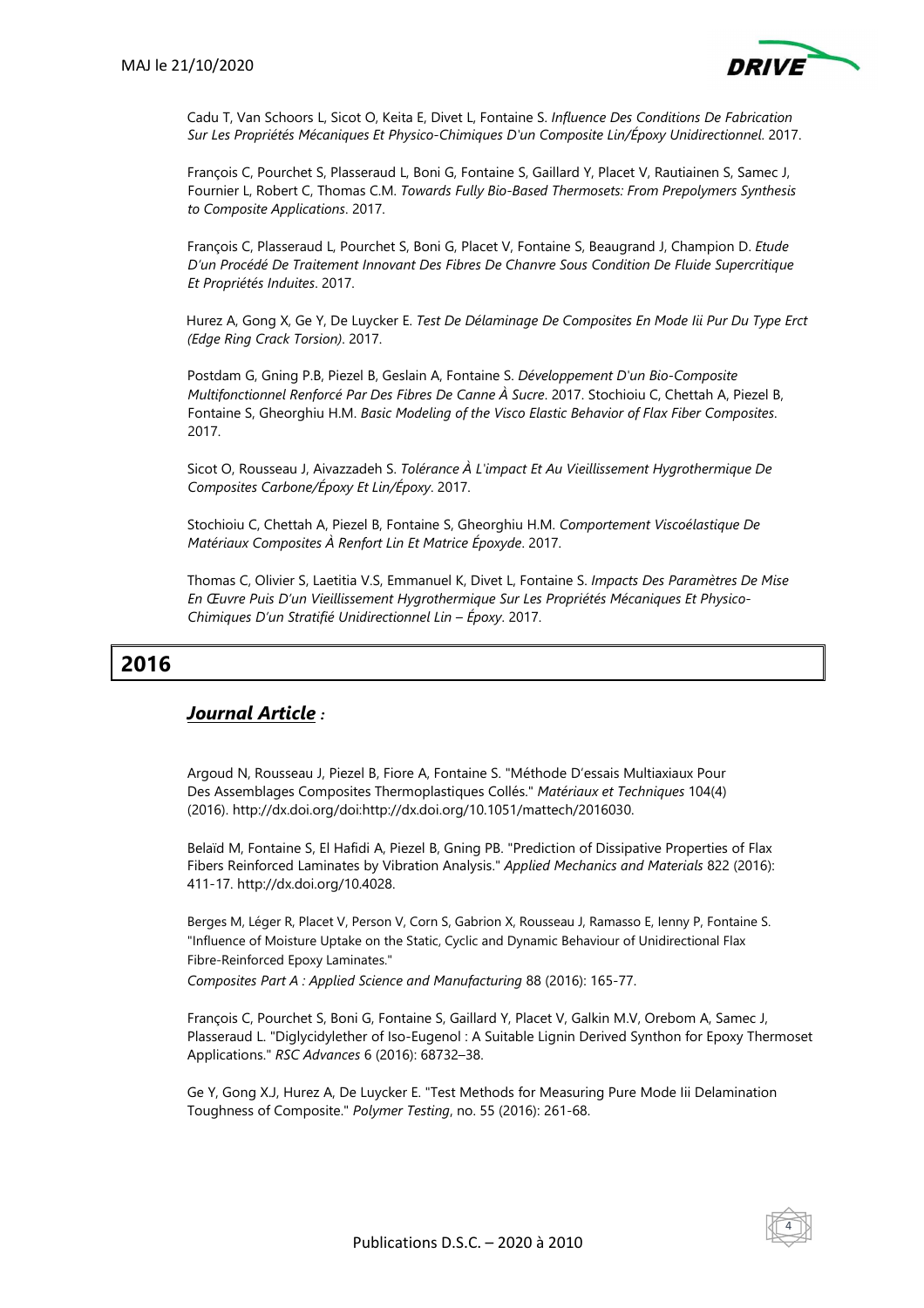Cadu T, Van Schoors L, Sicot O, Keita E, Divet L, Fontaine S. *Influence Des Conditions De Fabrication Sur Les Propriétés Mécaniques Et Physico-Chimiques D'un Composite Lin/Époxy Unidirectionnel*. 2017.

François C, Pourchet S, Plasseraud L, Boni G, Fontaine S, Gaillard Y, Placet V, Rautiainen S, Samec J, Fournier L, Robert C, Thomas C.M. *Towards Fully Bio-Based Thermosets: From Prepolymers Synthesis to Composite Applications*. 2017.

François C, Plasseraud L, Pourchet S, Boni G, Placet V, Fontaine S, Beaugrand J, Champion D. *Etude D'un Procédé De Traitement Innovant Des Fibres De Chanvre Sous Condition De Fluide Supercritique Et Propriétés Induites*. 2017.

Hurez A, Gong X, Ge Y, De Luycker E. *Test De Délaminage De Composites En Mode Iii Pur Du Type Erct (Edge Ring Crack Torsion)*. 2017.

Postdam G, Gning P.B, Piezel B, Geslain A, Fontaine S. *Développement D'un Bio-Composite Multifonctionnel Renforcé Par Des Fibres De Canne À Sucre*. 2017. Stochioiu C, Chettah A, Piezel B, Fontaine S, Gheorghiu H.M. *Basic Modeling of the Visco Elastic Behavior of Flax Fiber Composites*. 2017.

Sicot O, Rousseau J, Aivazzadeh S. *Tolérance À L'impact Et Au Vieillissement Hygrothermique De Composites Carbone/Époxy Et Lin/Époxy*. 2017.

Stochioiu C, Chettah A, Piezel B, Fontaine S, Gheorghiu H.M. *Comportement Viscoélastique De Matériaux Composites À Renfort Lin Et Matrice Époxyde*. 2017.

Thomas C, Olivier S, Laetitia V.S, Emmanuel K, Divet L, Fontaine S. *Impacts Des Paramètres De Mise En Œuvre Puis D'un Vieillissement Hygrothermique Sur Les Propriétés Mécaniques Et Physico-Chimiques D'un Stratifié Unidirectionnel Lin – Époxy*. 2017.

# 2016

## ***Journal Article*** :

Argoud N, Rousseau J, Piezel B, Fiore A, Fontaine S. "Méthode D'essais Multiaxiaux Pour Des Assemblages Composites Thermoplastiques Collés." *Matériaux et Techniques* 104(4) (2016). http://dx.doi.org/doi:http://dx.doi.org/10.1051/mattech/2016030.

Belaïd M, Fontaine S, El Hafidi A, Piezel B, Gning PB. "Prediction of Dissipative Properties of Flax Fibers Reinforced Laminates by Vibration Analysis." *Applied Mechanics and Materials* 822 (2016): 411-17. http://dx.doi.org/10.4028.

Berges M, Léger R, Placet V, Person V, Corn S, Gabrion X, Rousseau J, Ramasso E, Ienny P, Fontaine S. "Influence of Moisture Uptake on the Static, Cyclic and Dynamic Behaviour of Unidirectional Flax Fibre-Reinforced Epoxy Laminates." *Composites Part A : Applied Science and Manufacturing* 88 (2016): 165-77.

François C, Pourchet S, Boni G, Fontaine S, Gaillard Y, Placet V, Galkin M.V, Orebom A, Samec J, Plasseraud L. "Diglycidylether of Iso-Eugenol : A Suitable Lignin Derived Synthon for Epoxy Thermoset Applications." *RSC Advances* 6 (2016): 68732–38.

Ge Y, Gong X.J, Hurez A, De Luycker E. "Test Methods for Measuring Pure Mode Iii Delamination Toughness of Composite." *Polymer Testing*, no. 55 (2016): 261-68.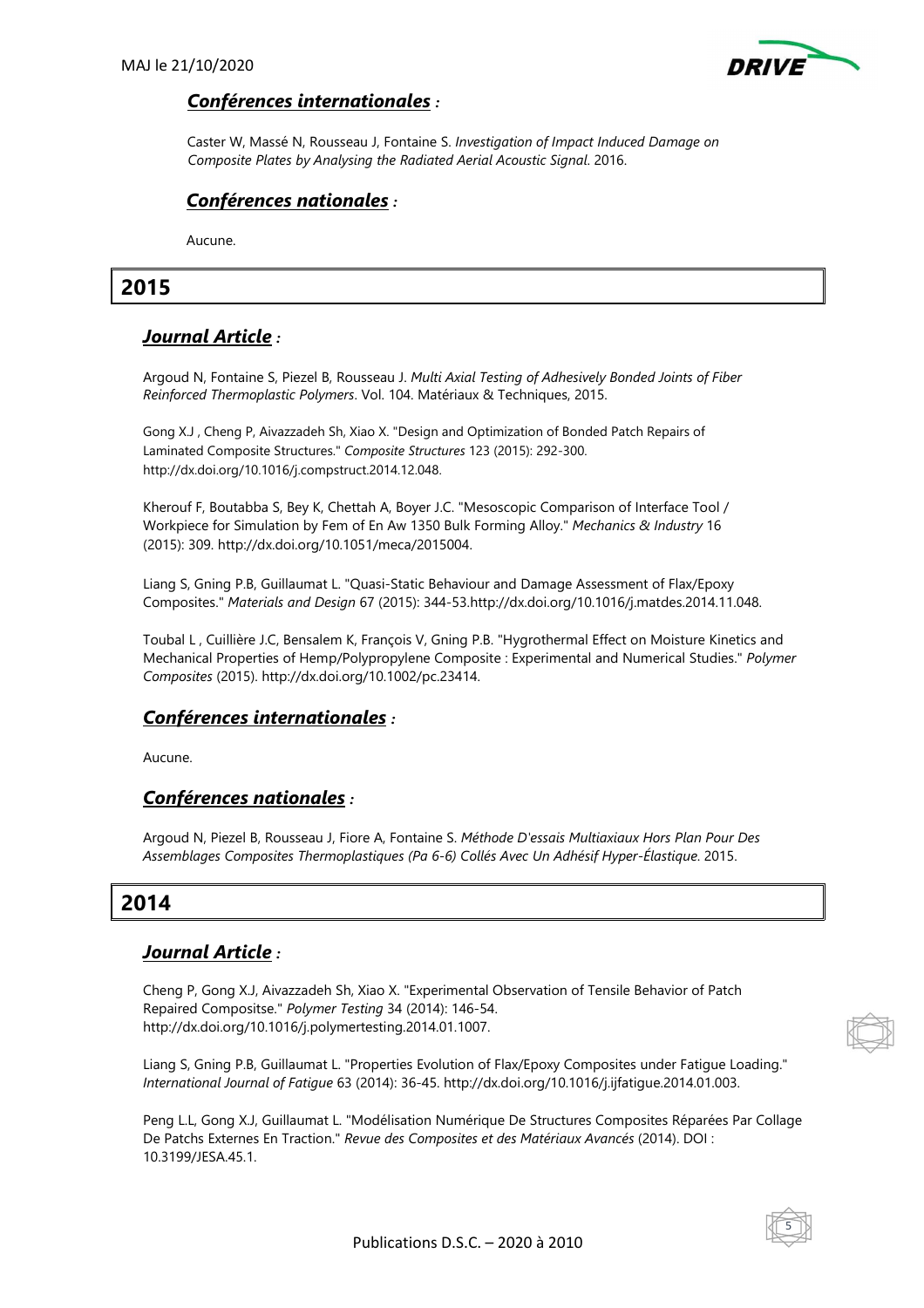### *Conférences internationales :*

Caster W, Massé N, Rousseau J, Fontaine S. *Investigation of Impact Induced Damage on Composite Plates by Analysing the Radiated Aerial Acoustic Signal*. 2016.

### *Conférences nationales :*

Aucune.

## 2015

### *Journal Article :*

Argoud N, Fontaine S, Piezel B, Rousseau J. *Multi Axial Testing of Adhesively Bonded Joints of Fiber Reinforced Thermoplastic Polymers*. Vol. 104. Matériaux & Techniques, 2015.

Gong X.J , Cheng P, Aivazzadeh Sh, Xiao X. "Design and Optimization of Bonded Patch Repairs of Laminated Composite Structures." *Composite Structures* 123 (2015): 292-300. http://dx.doi.org/10.1016/j.compstruct.2014.12.048.

Kherouf F, Boutabba S, Bey K, Chettah A, Boyer J.C. "Mesoscopic Comparison of Interface Tool / Workpiece for Simulation by Fem of En Aw 1350 Bulk Forming Alloy." *Mechanics & Industry* 16 (2015): 309. http://dx.doi.org/10.1051/meca/2015004.

Liang S, Gning P.B, Guillaumat L. "Quasi-Static Behaviour and Damage Assessment of Flax/Epoxy Composites." *Materials and Design* 67 (2015): 344-53.http://dx.doi.org/10.1016/j.matdes.2014.11.048.

Toubal L , Cuillière J.C, Bensalem K, François V, Gning P.B. "Hygrothermal Effect on Moisture Kinetics and Mechanical Properties of Hemp/Polypropylene Composite : Experimental and Numerical Studies." *Polymer Composites* (2015). http://dx.doi.org/10.1002/pc.23414.

### *Conférences internationales :*

Aucune.

### *Conférences nationales :*

Argoud N, Piezel B, Rousseau J, Fiore A, Fontaine S. *Méthode D'essais Multiaxiaux Hors Plan Pour Des Assemblages Composites Thermoplastiques (Pa 6-6) Collés Avec Un Adhésif Hyper-Élastique*. 2015.

## 2014

### *Journal Article :*

Cheng P, Gong X.J, Aivazzadeh Sh, Xiao X. "Experimental Observation of Tensile Behavior of Patch Repaired Compositse." *Polymer Testing* 34 (2014): 146-54. http://dx.doi.org/10.1016/j.polymertesting.2014.01.1007.

Liang S, Gning P.B, Guillaumat L. "Properties Evolution of Flax/Epoxy Composites under Fatigue Loading." *International Journal of Fatigue* 63 (2014): 36-45. http://dx.doi.org/10.1016/j.ijfatigue.2014.01.003.

Peng L.L, Gong X.J, Guillaumat L. "Modélisation Numérique De Structures Composites Réparées Par Collage De Patchs Externes En Traction." *Revue des Composites et des Matériaux Avancés* (2014). DOI : 10.3199/JESA.45.1.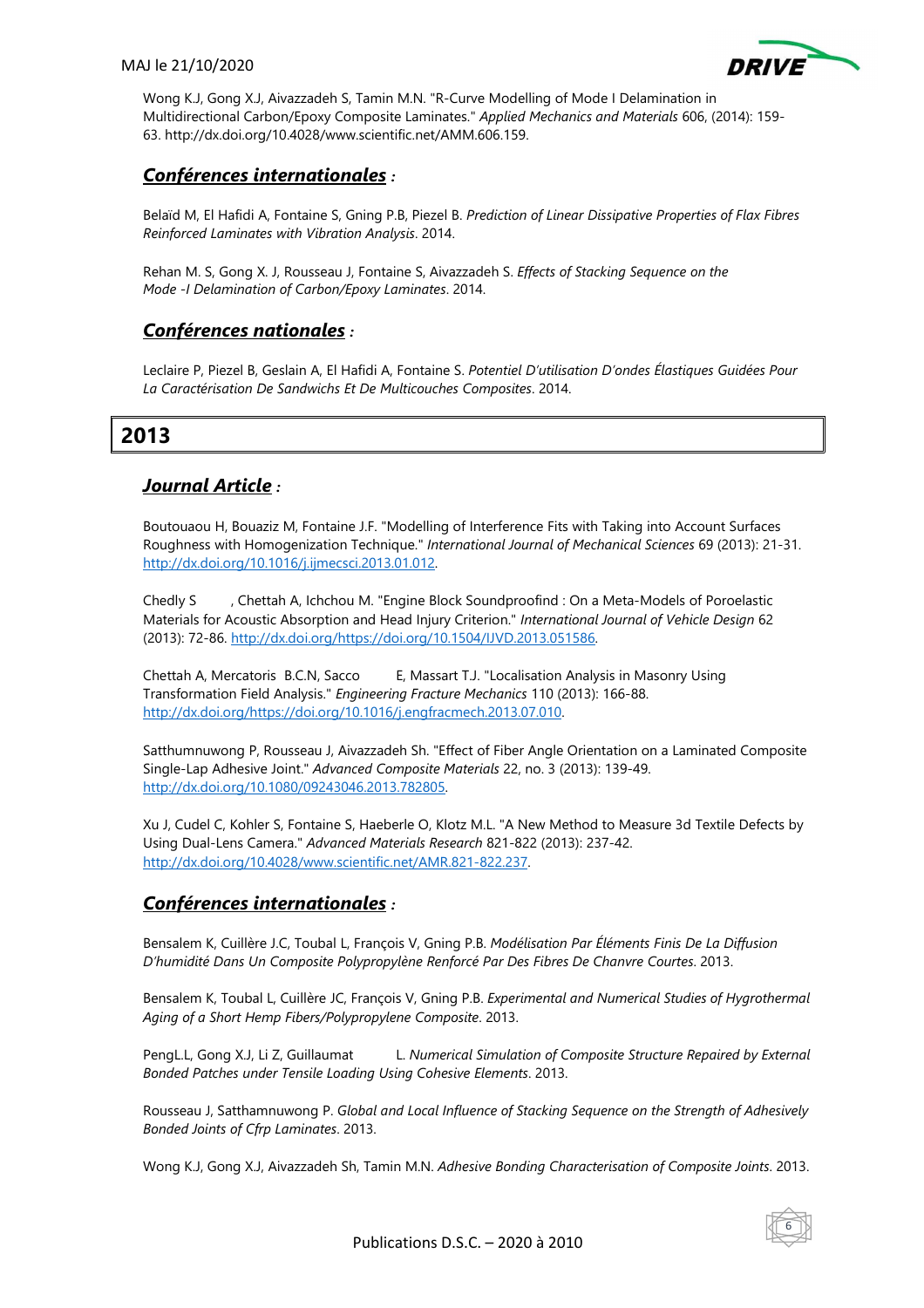Wong K.J, Gong X.J, Aivazzadeh S, Tamin M.N. "R-Curve Modelling of Mode I Delamination in Multidirectional Carbon/Epoxy Composite Laminates." *Applied Mechanics and Materials* 606, (2014): 159-63. http://dx.doi.org/10.4028/www.scientific.net/AMM.606.159.

### ***Conférences internationales*** :

Belaïd M, El Hafidi A, Fontaine S, Gning P.B, Piezel B. *Prediction of Linear Dissipative Properties of Flax Fibres Reinforced Laminates with Vibration Analysis*. 2014.

Rehan M. S, Gong X. J, Rousseau J, Fontaine S, Aivazzadeh S. *Effects of Stacking Sequence on the Mode -I Delamination of Carbon/Epoxy Laminates*. 2014.

### ***Conférences nationales*** :

Leclaire P, Piezel B, Geslain A, El Hafidi A, Fontaine S. *Potentiel D'utilisation D'ondes Élastiques Guidées Pour La Caractérisation De Sandwichs Et De Multicouches Composites*. 2014.

## 2013

### ***Journal Article*** :

Boutouaou H, Bouaziz M, Fontaine J.F. "Modelling of Interference Fits with Taking into Account Surfaces Roughness with Homogenization Technique." *International Journal of Mechanical Sciences* 69 (2013): 21-31. http://dx.doi.org/10.1016/j.ijmecsci.2013.01.012.

Chedly S , Chettah A, Ichchou M. "Engine Block Soundproofind : On a Meta-Models of Poroelastic Materials for Acoustic Absorption and Head Injury Criterion." *International Journal of Vehicle Design* 62 (2013): 72-86. http://dx.doi.org/https://doi.org/10.1504/IJVD.2013.051586.

Chettah A, Mercatoris B.C.N, Sacco E, Massart T.J. "Localisation Analysis in Masonry Using Transformation Field Analysis." *Engineering Fracture Mechanics* 110 (2013): 166-88. http://dx.doi.org/https://doi.org/10.1016/j.engfracmech.2013.07.010.

Satthumnuwong P, Rousseau J, Aivazzadeh Sh. "Effect of Fiber Angle Orientation on a Laminated Composite Single-Lap Adhesive Joint." *Advanced Composite Materials* 22, no. 3 (2013): 139-49. http://dx.doi.org/10.1080/09243046.2013.782805.

Xu J, Cudel C, Kohler S, Fontaine S, Haeberle O, Klotz M.L. "A New Method to Measure 3d Textile Defects by Using Dual-Lens Camera." *Advanced Materials Research* 821-822 (2013): 237-42. http://dx.doi.org/10.4028/www.scientific.net/AMR.821-822.237.

### ***Conférences internationales*** :

Bensalem K, Cuillère J.C, Toubal L, François V, Gning P.B. *Modélisation Par Éléments Finis De La Diffusion D'humidité Dans Un Composite Polypropylène Renforcé Par Des Fibres De Chanvre Courtes*. 2013.

Bensalem K, Toubal L, Cuillère JC, François V, Gning P.B. *Experimental and Numerical Studies of Hygrothermal Aging of a Short Hemp Fibers/Polypropylene Composite*. 2013.

PengL.L, Gong X.J, Li Z, Guillaumat L. *Numerical Simulation of Composite Structure Repaired by External Bonded Patches under Tensile Loading Using Cohesive Elements*. 2013.

Rousseau J, Satthamnuwong P. *Global and Local Influence of Stacking Sequence on the Strength of Adhesively Bonded Joints of Cfrp Laminates*. 2013.

Wong K.J, Gong X.J, Aivazzadeh Sh, Tamin M.N. *Adhesive Bonding Characterisation of Composite Joints*. 2013.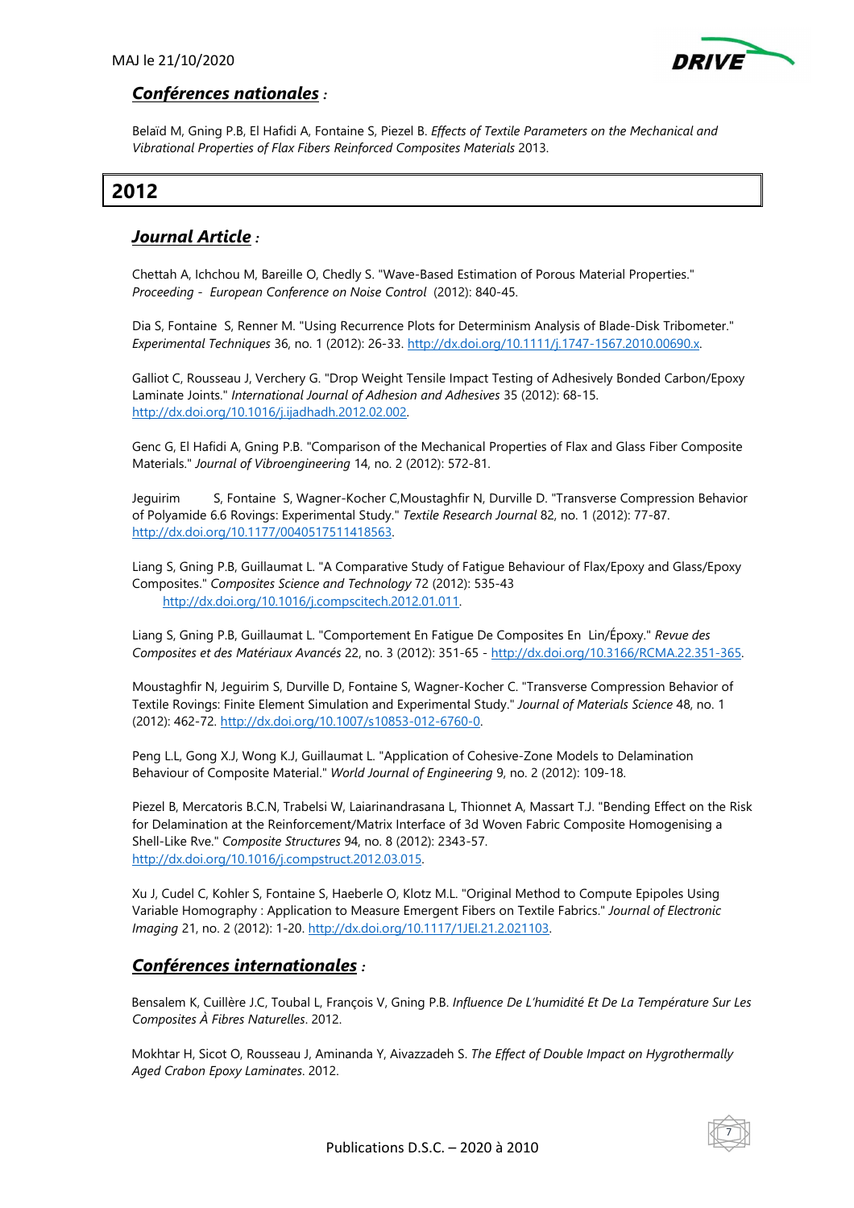### ***Conférences nationales*** :

Belaïd M, Gning P.B, El Hafidi A, Fontaine S, Piezel B. *Effects of Textile Parameters on the Mechanical and Vibrational Properties of Flax Fibers Reinforced Composites Materials* 2013.

## 2012

### ***Journal Article*** :

Chettah A, Ichchou M, Bareille O, Chedly S. "Wave-Based Estimation of Porous Material Properties." *Proceeding - European Conference on Noise Control* (2012): 840-45.

Dia S, Fontaine S, Renner M. "Using Recurrence Plots for Determinism Analysis of Blade-Disk Tribometer." *Experimental Techniques* 36, no. 1 (2012): 26-33. http://dx.doi.org/10.1111/j.1747-1567.2010.00690.x.

Galliot C, Rousseau J, Verchery G. "Drop Weight Tensile Impact Testing of Adhesively Bonded Carbon/Epoxy Laminate Joints." *International Journal of Adhesion and Adhesives* 35 (2012): 68-15. http://dx.doi.org/10.1016/j.ijadhadh.2012.02.002.

Genc G, El Hafidi A, Gning P.B. "Comparison of the Mechanical Properties of Flax and Glass Fiber Composite Materials." *Journal of Vibroengineering* 14, no. 2 (2012): 572-81.

Jeguirim S, Fontaine S, Wagner-Kocher C,Moustaghfir N, Durville D. "Transverse Compression Behavior of Polyamide 6.6 Rovings: Experimental Study." *Textile Research Journal* 82, no. 1 (2012): 77-87. http://dx.doi.org/10.1177/0040517511418563.

Liang S, Gning P.B, Guillaumat L. "A Comparative Study of Fatigue Behaviour of Flax/Epoxy and Glass/Epoxy Composites." *Composites Science and Technology* 72 (2012): 535-43 http://dx.doi.org/10.1016/j.compscitech.2012.01.011.

Liang S, Gning P.B, Guillaumat L. "Comportement En Fatigue De Composites En Lin/Époxy." *Revue des Composites et des Matériaux Avancés* 22, no. 3 (2012): 351-65 - http://dx.doi.org/10.3166/RCMA.22.351-365.

Moustaghfir N, Jeguirim S, Durville D, Fontaine S, Wagner-Kocher C. "Transverse Compression Behavior of Textile Rovings: Finite Element Simulation and Experimental Study." *Journal of Materials Science* 48, no. 1 (2012): 462-72. http://dx.doi.org/10.1007/s10853-012-6760-0.

Peng L.L, Gong X.J, Wong K.J, Guillaumat L. "Application of Cohesive-Zone Models to Delamination Behaviour of Composite Material." *World Journal of Engineering* 9, no. 2 (2012): 109-18.

Piezel B, Mercatoris B.C.N, Trabelsi W, Laiarinandrasana L, Thionnet A, Massart T.J. "Bending Effect on the Risk for Delamination at the Reinforcement/Matrix Interface of 3d Woven Fabric Composite Homogenising a Shell-Like Rve." *Composite Structures* 94, no. 8 (2012): 2343-57. http://dx.doi.org/10.1016/j.compstruct.2012.03.015.

Xu J, Cudel C, Kohler S, Fontaine S, Haeberle O, Klotz M.L. "Original Method to Compute Epipoles Using Variable Homography : Application to Measure Emergent Fibers on Textile Fabrics." *Journal of Electronic Imaging* 21, no. 2 (2012): 1-20. http://dx.doi.org/10.1117/1JEI.21.2.021103.

### ***Conférences internationales*** :

Bensalem K, Cuillère J.C, Toubal L, François V, Gning P.B. *Influence De L'humidité Et De La Température Sur Les Composites À Fibres Naturelles*. 2012.

Mokhtar H, Sicot O, Rousseau J, Aminanda Y, Aivazzadeh S. *The Effect of Double Impact on Hygrothermally Aged Crabon Epoxy Laminates*. 2012.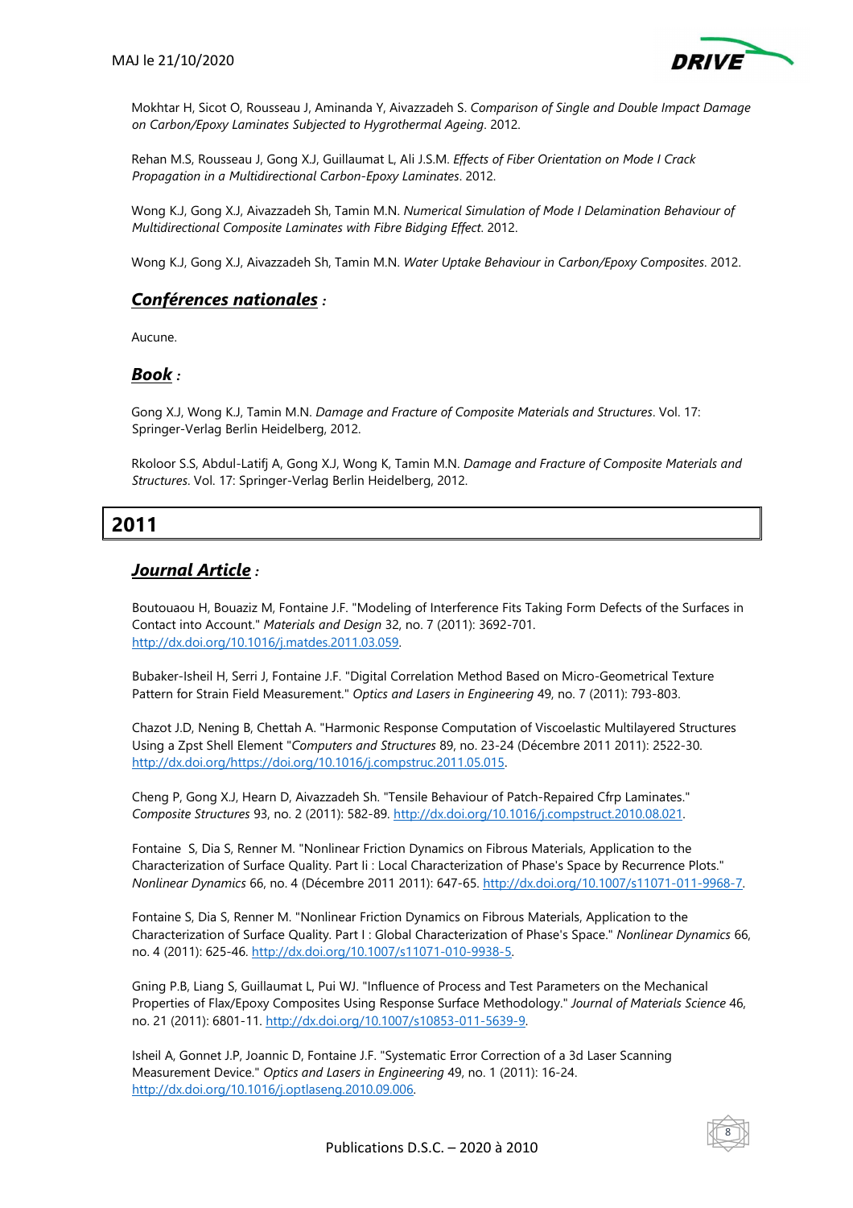Mokhtar H, Sicot O, Rousseau J, Aminanda Y, Aivazzadeh S. *Comparison of Single and Double Impact Damage on Carbon/Epoxy Laminates Subjected to Hygrothermal Ageing*. 2012.

Rehan M.S, Rousseau J, Gong X.J, Guillaumat L, Ali J.S.M. *Effects of Fiber Orientation on Mode I Crack Propagation in a Multidirectional Carbon-Epoxy Laminates*. 2012.

Wong K.J, Gong X.J, Aivazzadeh Sh, Tamin M.N. *Numerical Simulation of Mode I Delamination Behaviour of Multidirectional Composite Laminates with Fibre Biding Effect*. 2012.

Wong K.J, Gong X.J, Aivazzadeh Sh, Tamin M.N. *Water Uptake Behaviour in Carbon/Epoxy Composites*. 2012.

### ***Conférences nationales*** :

Aucune.

### ***Book*** :

Gong X.J, Wong K.J, Tamin M.N. *Damage and Fracture of Composite Materials and Structures*. Vol. 17: Springer-Verlag Berlin Heidelberg, 2012.

Rkoloor S.S, Abdul-Latifj A, Gong X.J, Wong K, Tamin M.N. *Damage and Fracture of Composite Materials and Structures*. Vol. 17: Springer-Verlag Berlin Heidelberg, 2012.

## 2011

### ***Journal Article*** :

Boutouaou H, Bouaziz M, Fontaine J.F. "Modeling of Interference Fits Taking Form Defects of the Surfaces in Contact into Account." *Materials and Design* 32, no. 7 (2011): 3692-701. http://dx.doi.org/10.1016/j.matdes.2011.03.059.

Bubaker-Isheil H, Serri J, Fontaine J.F. "Digital Correlation Method Based on Micro-Geometrical Texture Pattern for Strain Field Measurement." *Optics and Lasers in Engineering* 49, no. 7 (2011): 793-803.

Chazot J.D, Nening B, Chettah A. "Harmonic Response Computation of Viscoelastic Multilayered Structures Using a Zpst Shell Element "*Computers and Structures* 89, no. 23-24 (Décembre 2011 2011): 2522-30. http://dx.doi.org/https://doi.org/10.1016/j.compstruc.2011.05.015.

Cheng P, Gong X.J, Hearn D, Aivazzadeh Sh. "Tensile Behaviour of Patch-Repaired Cfrp Laminates." *Composite Structures* 93, no. 2 (2011): 582-89. http://dx.doi.org/10.1016/j.compstruct.2010.08.021.

Fontaine S, Dia S, Renner M. "Nonlinear Friction Dynamics on Fibrous Materials, Application to the Characterization of Surface Quality. Part Ii : Local Characterization of Phase's Space by Recurrence Plots." *Nonlinear Dynamics* 66, no. 4 (Décembre 2011 2011): 647-65. http://dx.doi.org/10.1007/s11071-011-9968-7.

Fontaine S, Dia S, Renner M. "Nonlinear Friction Dynamics on Fibrous Materials, Application to the Characterization of Surface Quality. Part I : Global Characterization of Phase's Space." *Nonlinear Dynamics* 66, no. 4 (2011): 625-46. http://dx.doi.org/10.1007/s11071-010-9938-5.

Gning P.B, Liang S, Guillaumat L, Pui WJ. "Influence of Process and Test Parameters on the Mechanical Properties of Flax/Epoxy Composites Using Response Surface Methodology." *Journal of Materials Science* 46, no. 21 (2011): 6801-11. http://dx.doi.org/10.1007/s10853-011-5639-9.

Isheil A, Gonnet J.P, Joannic D, Fontaine J.F. "Systematic Error Correction of a 3d Laser Scanning Measurement Device." *Optics and Lasers in Engineering* 49, no. 1 (2011): 16-24. http://dx.doi.org/10.1016/j.optlaseng.2010.09.006.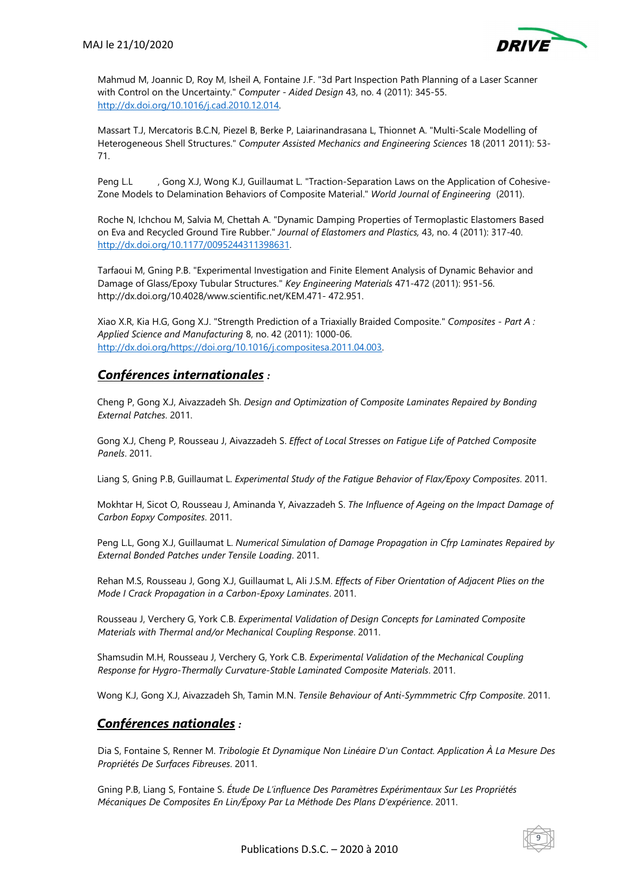Mahmud M, Joannic D, Roy M, Isheil A, Fontaine J.F. "3d Part Inspection Path Planning of a Laser Scanner with Control on the Uncertainty." *Computer - Aided Design* 43, no. 4 (2011): 345-55. http://dx.doi.org/10.1016/j.cad.2010.12.014.

Massart T.J, Mercatoris B.C.N, Piezel B, Berke P, Laiarinandrasana L, Thionnet A. "Multi-Scale Modelling of Heterogeneous Shell Structures." *Computer Assisted Mechanics and Engineering Sciences* 18 (2011 2011): 53-71.

Peng L.L , Gong X.J, Wong K.J, Guillaumat L. "Traction-Separation Laws on the Application of Cohesive-Zone Models to Delamination Behaviors of Composite Material." *World Journal of Engineering* (2011).

Roche N, Ichchou M, Salvia M, Chettah A. "Dynamic Damping Properties of Termoplastic Elastomers Based on Eva and Recycled Ground Tire Rubber." *Journal of Elastomers and Plastics,* 43, no. 4 (2011): 317-40. http://dx.doi.org/10.1177/0095244311398631.

Tarfaoui M, Gning P.B. "Experimental Investigation and Finite Element Analysis of Dynamic Behavior and Damage of Glass/Epoxy Tubular Structures." *Key Engineering Materials* 471-472 (2011): 951-56. http://dx.doi.org/10.4028/www.scientific.net/KEM.471- 472.951.

Xiao X.R, Kia H.G, Gong X.J. "Strength Prediction of a Triaxially Braided Composite." *Composites - Part A : Applied Science and Manufacturing* 8, no. 42 (2011): 1000-06. http://dx.doi.org/https://doi.org/10.1016/j.compositesa.2011.04.003.

## ***Conférences internationales*** :

Cheng P, Gong X.J, Aivazzadeh Sh. *Design and Optimization of Composite Laminates Repaired by Bonding External Patches*. 2011.

Gong X.J, Cheng P, Rousseau J, Aivazzadeh S. *Effect of Local Stresses on Fatigue Life of Patched Composite Panels*. 2011.

Liang S, Gning P.B, Guillaumat L. *Experimental Study of the Fatigue Behavior of Flax/Epoxy Composites*. 2011.

Mokhtar H, Sicot O, Rousseau J, Aminanda Y, Aivazzadeh S. *The Influence of Ageing on the Impact Damage of Carbon Eopxy Composites*. 2011.

Peng L.L, Gong X.J, Guillaumat L. *Numerical Simulation of Damage Propagation in Cfrp Laminates Repaired by External Bonded Patches under Tensile Loading*. 2011.

Rehan M.S, Rousseau J, Gong X.J, Guillaumat L, Ali J.S.M. *Effects of Fiber Orientation of Adjacent Plies on the Mode I Crack Propagation in a Carbon-Epoxy Laminates*. 2011.

Rousseau J, Verchery G, York C.B. *Experimental Validation of Design Concepts for Laminated Composite Materials with Thermal and/or Mechanical Coupling Response*. 2011.

Shamsudin M.H, Rousseau J, Verchery G, York C.B. *Experimental Validation of the Mechanical Coupling Response for Hygro-Thermally Curvature-Stable Laminated Composite Materials*. 2011.

Wong K.J, Gong X.J, Aivazzadeh Sh, Tamin M.N. *Tensile Behaviour of Anti-Symmmetric Cfrp Composite*. 2011.

## ***Conférences nationales*** :

Dia S, Fontaine S, Renner M. *Tribologie Et Dynamique Non Linéaire D'un Contact. Application À La Mesure Des Propriétés De Surfaces Fibreuses*. 2011.

Gning P.B, Liang S, Fontaine S. *Étude De L'influence Des Paramètres Expérimentaux Sur Les Propriétés Mécaniques De Composites En Lin/Époxy Par La Méthode Des Plans D'expérience*. 2011.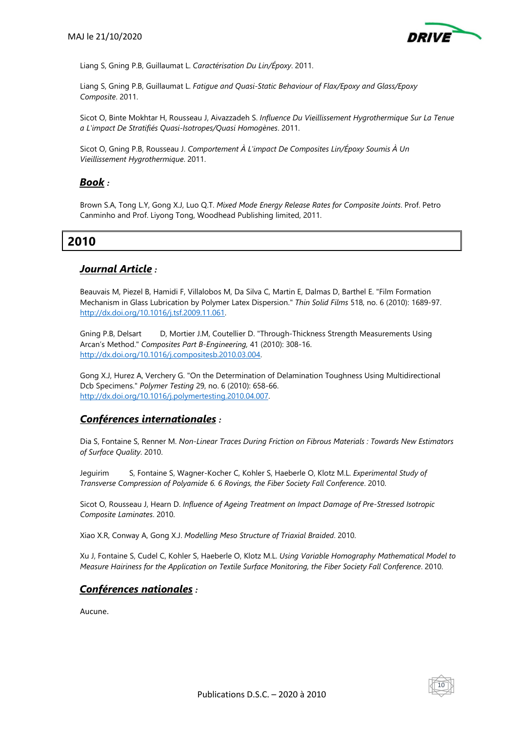Liang S, Gning P.B, Guillaumat L. *Caractérisation Du Lin/Époxy*. 2011.

Liang S, Gning P.B, Guillaumat L. *Fatigue and Quasi-Static Behaviour of Flax/Epoxy and Glass/Epoxy Composite*. 2011.

Sicot O, Binte Mokhtar H, Rousseau J, Aivazzadeh S. *Influence Du Vieillissement Hygrothermique Sur La Tenue a L'impact De Stratifiés Quasi-Isotropes/Quasi Homogènes*. 2011.

Sicot O, Gning P.B, Rousseau J. *Comportement À L'impact De Composites Lin/Époxy Soumis À Un Vieillissement Hygrothermique*. 2011.

### ***Book*** :

Brown S.A, Tong L.Y, Gong X.J, Luo Q.T. *Mixed Mode Energy Release Rates for Composite Joints*. Prof. Petro Canminho and Prof. Liyong Tong, Woodhead Publishing limited, 2011.

## 2010

### ***Journal Article*** :

Beauvais M, Piezel B, Hamidi F, Villalobos M, Da Silva C, Martin E, Dalmas D, Barthel E. "Film Formation Mechanism in Glass Lubrication by Polymer Latex Dispersion." *Thin Solid Films* 518, no. 6 (2010): 1689-97. http://dx.doi.org/10.1016/j.tsf.2009.11.061.

Gning P.B, Delsart D, Mortier J.M, Coutellier D. "Through-Thickness Strength Measurements Using Arcan's Method." *Composites Part B-Engineering,* 41 (2010): 308-16. http://dx.doi.org/10.1016/j.compositesb.2010.03.004.

Gong X.J, Hurez A, Verchery G. "On the Determination of Delamination Toughness Using Multidirectional Dcb Specimens." *Polymer Testing* 29, no. 6 (2010): 658-66. http://dx.doi.org/10.1016/j.polymertesting.2010.04.007.

### ***Conférences internationales*** :

Dia S, Fontaine S, Renner M. *Non-Linear Traces During Friction on Fibrous Materials : Towards New Estimators of Surface Quality*. 2010.

Jeguirim S, Fontaine S, Wagner-Kocher C, Kohler S, Haeberle O, Klotz M.L. *Experimental Study of Transverse Compression of Polyamide 6. 6 Rovings, the Fiber Society Fall Conference*. 2010.

Sicot O, Rousseau J, Hearn D. *Influence of Ageing Treatment on Impact Damage of Pre-Stressed Isotropic Composite Laminates*. 2010.

Xiao X.R, Conway A, Gong X.J. *Modelling Meso Structure of Triaxial Braided*. 2010.

Xu J, Fontaine S, Cudel C, Kohler S, Haeberle O, Klotz M.L. *Using Variable Homography Mathematical Model to Measure Hairiness for the Application on Textile Surface Monitoring, the Fiber Society Fall Conference*. 2010.

### ***Conférences nationales*** :

Aucune.